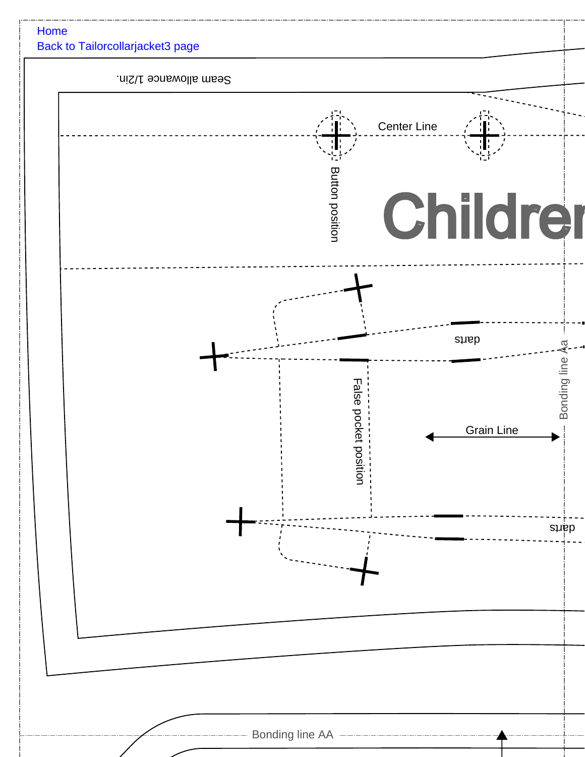Home

Back to Tailorcollarjacket3 page

Seam allowance 1/2in.

Center Line

Button position

Childrer

darts

Bonding line Aa

False pocket position

Grain Line

darts

Bonding line AA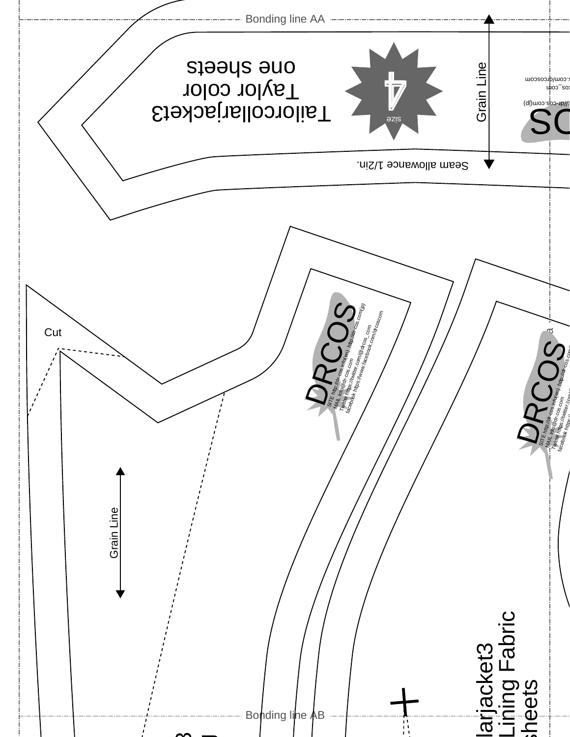Bonding line AA

Tailorcollarjacket3
Taylor color
one sheets

size 4

Grain Line

Seam allowance 1/2in.

Cut

Grain Line

DRCOS

SITE http://dr-cos.info(en) http://dr-cos.com(jp)
MAIL info@dr-cos.com
Twitter https://twitter.com/@drcos_com
facebook https://www.facebook.com/drcoscom

DRCOS

SITE http://dr-cos.info(en) http://dr-cos.com
MAIL info@dr-cos.com
Twitter https://twitter.com/
facebook https://

llarjacket3
Lining Fabric
sheets

Bonding line AB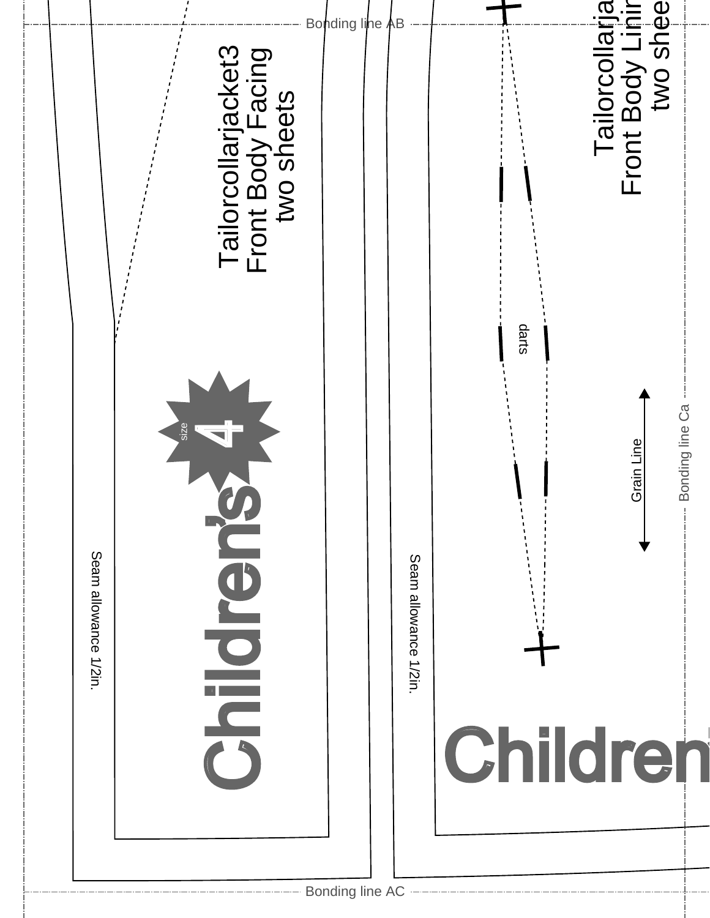Bonding line AB

Tailorcollarjacket3
Front Body Facing
two sheets

size 4

Children's

Seam allowance 1/2in.

Tailorcollarja
Front Body Linin
two shee

darts

Grain Line

Bonding line Ca

Seam allowance 1/2in.

Children

Bonding line AC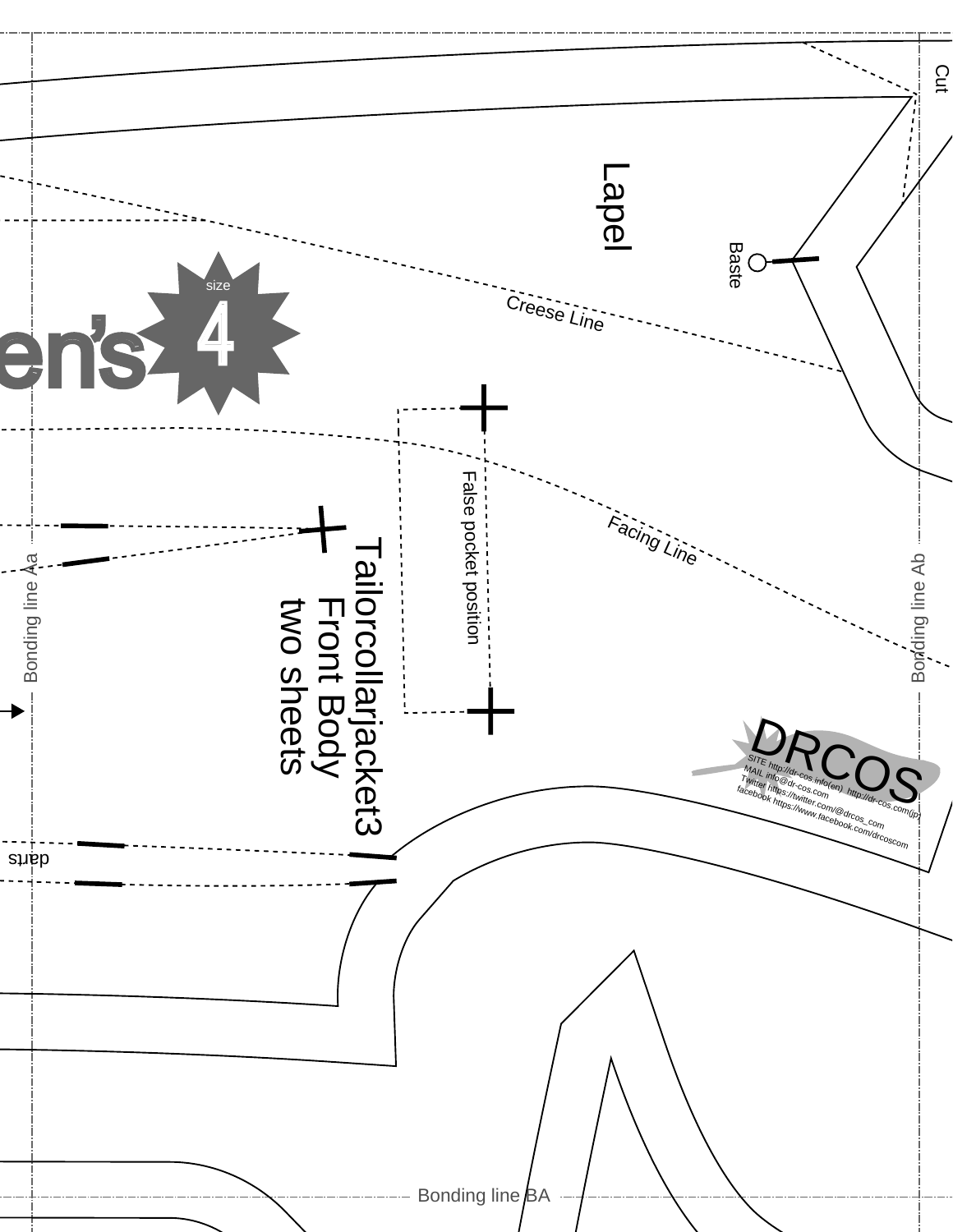Cut

Lapel

Baste

size 4

en's

Creese Line

False pocket position

Facing Line

Tailorcollarjacket3
Front Body
two sheets

Bonding line Aa

Bonding line Ab

darts

DRCOS

SITE http://dr-cos.info(en) http://dr-cos.com(jp)
MAIL info@dr-cos.com
Twitter https://twitter.com/@drcos_com
facebook https://www.facebook.com/drcoscom

Bonding line BA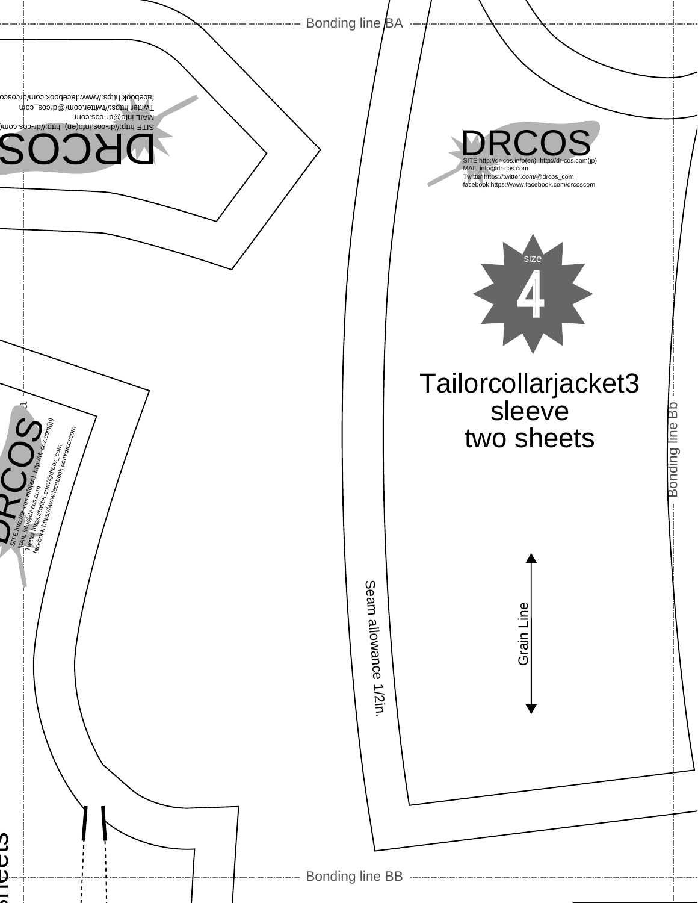Bonding line BA

DRCOS

SITE http://dr-cos.info(en) http://dr-cos.com(jp)
MAIL info@dr-cos.com
Twitter https://twitter.com/@drcos_com
facebook https://www.facebook.com/drcoscom

size

4

Tailorcollarjacket3
sleeve
two sheets

Bonding line Bb

Grain Line

Seam allowance 1/2in.

DRCOS

SITE http://dr-cos.info(en) http://dr-cos.com(jp)
MAIL info@dr-cos.com
Twitter https://twitter.com/@drcos_com
facebook https://www.facebook.com/drcoscom

DRCOS

SITE http://dr-cos.info(en) http://dr-cos.com(jp)
MAIL info@dr-cos.com
Twitter https://twitter.com/@drcos_com
facebook https://www.facebook.com/drcoscom

Bonding line BB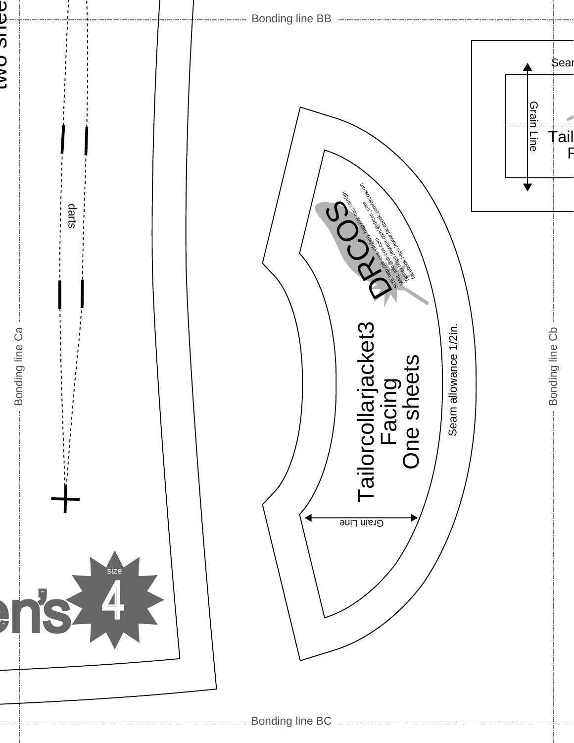two shee

Bonding line BB

Seam

Grain Line

Tail

F

darts

DRCOS

facebook https://www.facebook.com/drcoscom

Twitter https://twitter.com/@drcos_com

MAIL info@dr-cos.com

SITE http://dr-cos.info(en) http://dr-cos.com(jp)

Tailorcollarjacket3

Facing

One sheets

Seam allowance 1/2in.

Grain Line

Bonding line Ca

Bonding line Cb

en's

size

4

Bonding line BC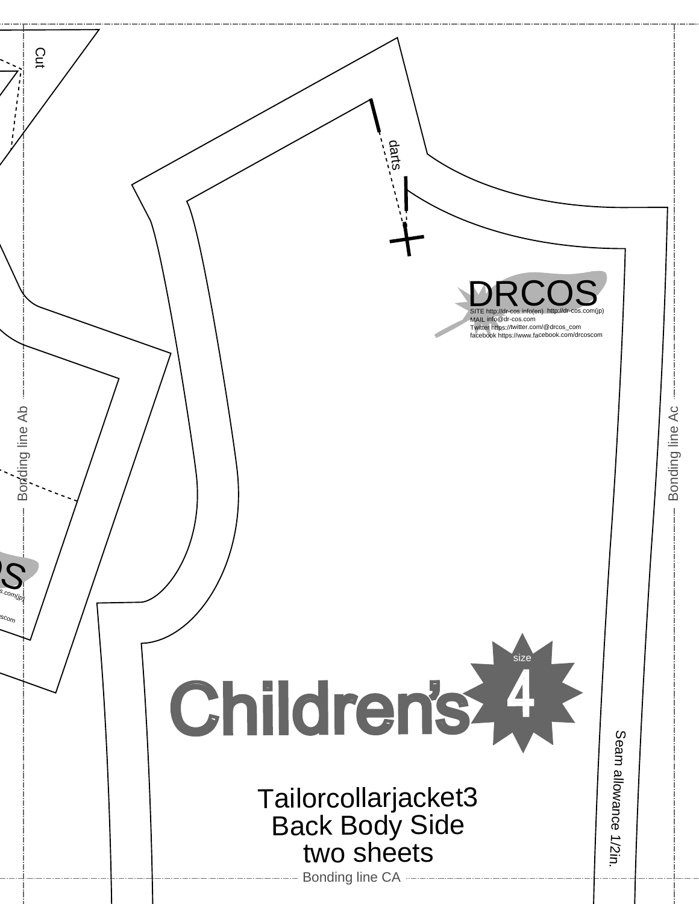Cut

darts

DRCOS

SITE http://dr-cos.info(en) http://dr-cos.com(jp)
MAIL info@dr-cos.com
Twitter https://twitter.com/@drcos_com
facebook https://www.facebook.com/drcoscom

Bonding line Ab

Bonding line Ac

Children's

size 4

Tailorcollarjacket3
Back Body Side
two sheets

Seam allowance 1/2in.

Bonding line CA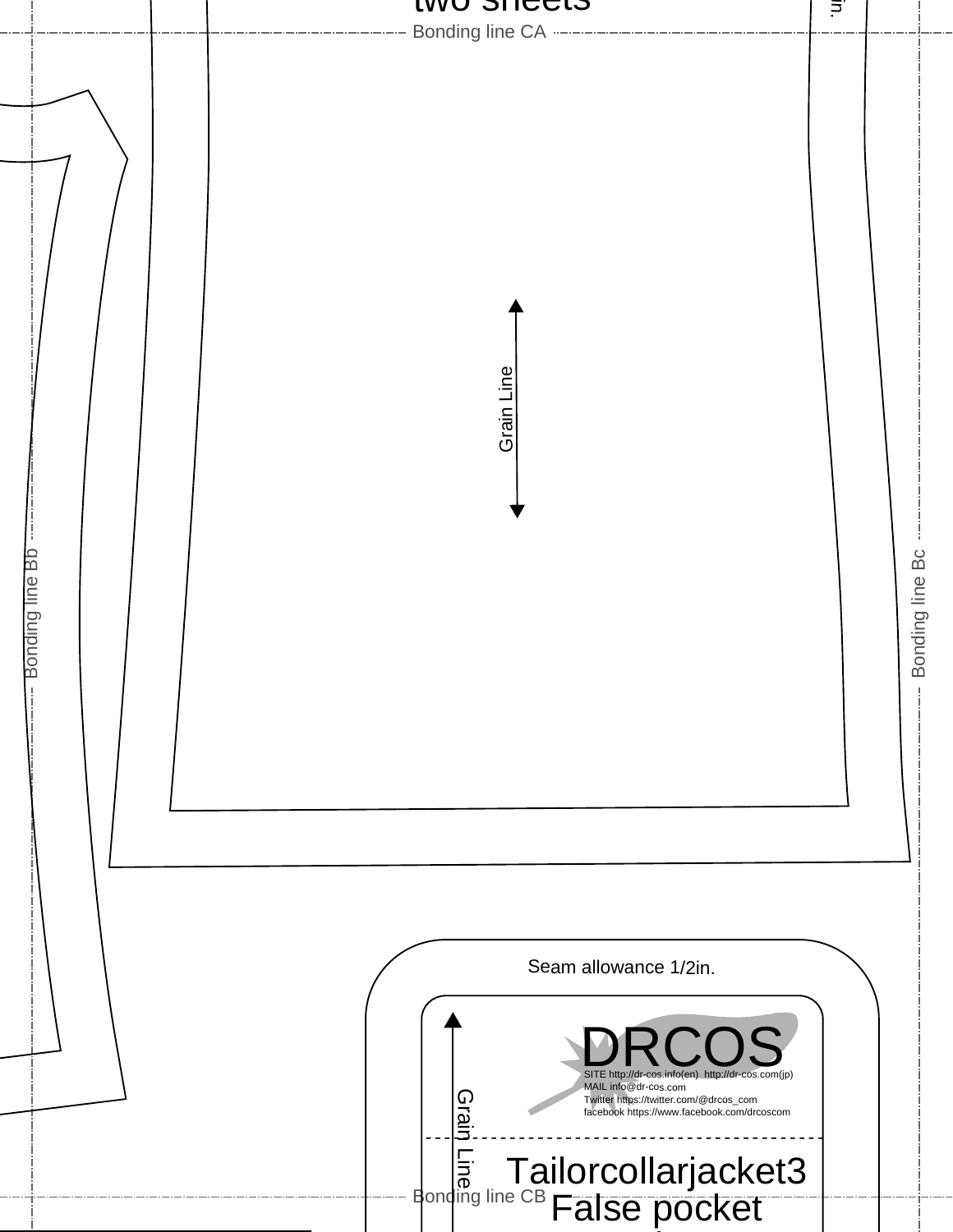two sheets

Bonding line CA

Grain Line

Bonding line Bb

Bonding line Bc

Seam allowance 1/2in.

DRCOS

SITE http://dr-cos.info(en) http://dr-cos.com(jp)
MAIL info@dr-cos.com
Twitter https://twitter.com/@drcos_com
facebook https://www.facebook.com/drcoscom

Grain Line

Tailorcollarjacket3
False pocket

Bonding line CB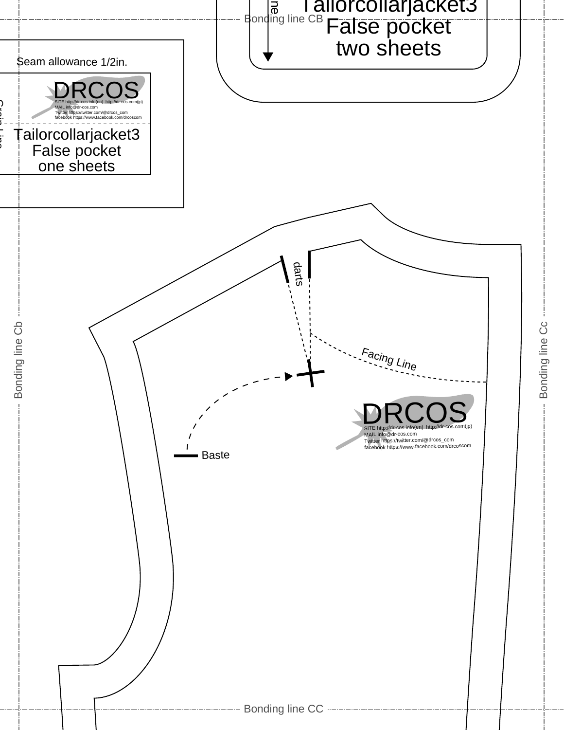Tailorcollarjacket3
False pocket
two sheets

Bonding line CB

Seam allowance 1/2in.

DRCOS
SITE http://dr-cos.info(en) http://dr-cos.com(jp)
MAIL info@dr-cos.com
Twitter https://twitter.com/@drcos_com
facebook https://www.facebook.com/drcoscom

Tailorcollarjacket3
False pocket
one sheets

darts

Facing Line

DRCOS
SITE http://dr-cos.info(en) http://dr-cos.com(jp)
MAIL info@dr-cos.com
Twitter https://twitter.com/@drcos_com
facebook https://www.facebook.com/drcoscom

Baste

Bonding line Cb

Bonding line Cc

Bonding line CC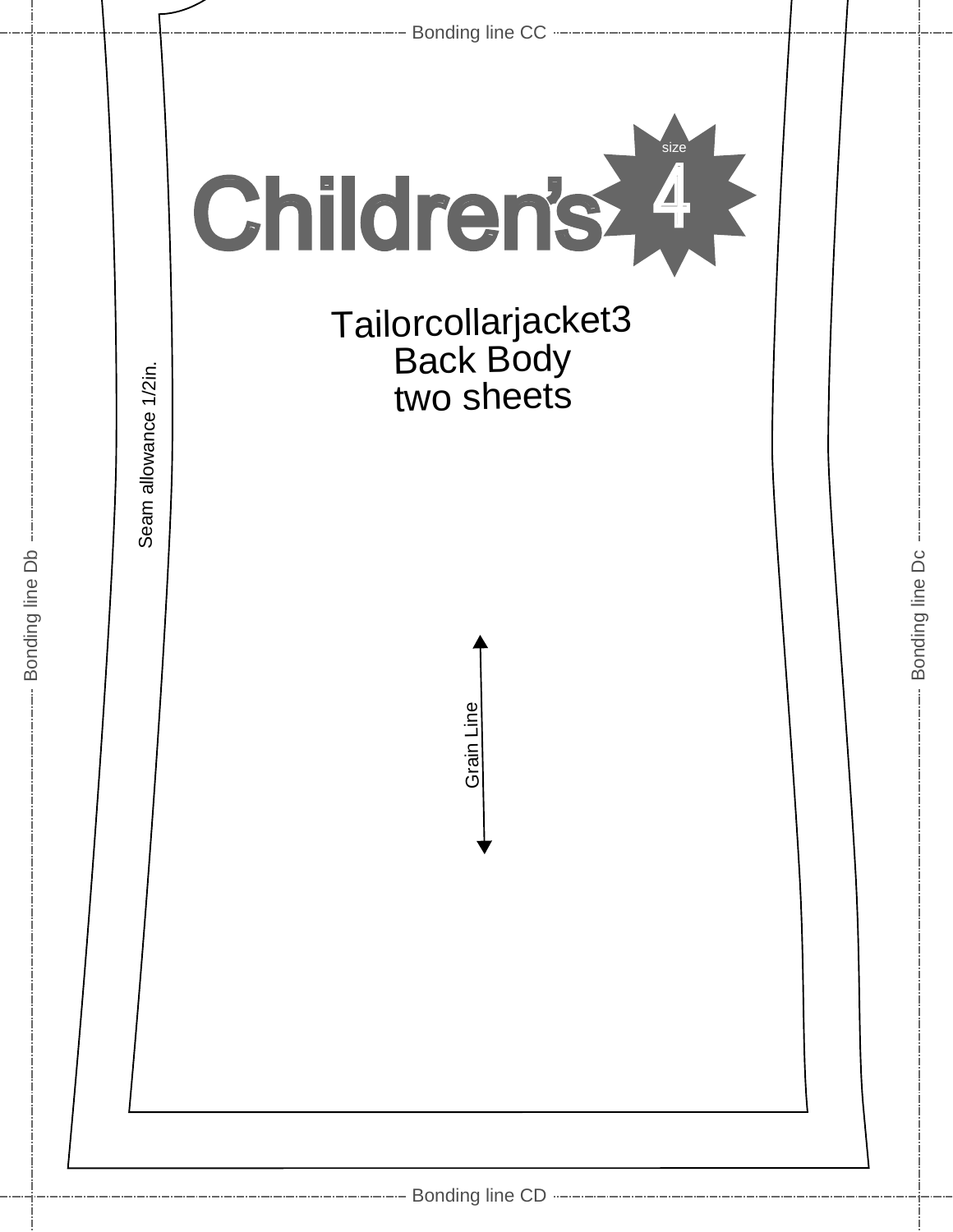Bonding line CC

Children's size 4

Tailorcollarjacket3
Back Body
two sheets

Seam allowance 1/2in.

Bonding line Db

Bonding line Dc

Grain Line

Bonding line CD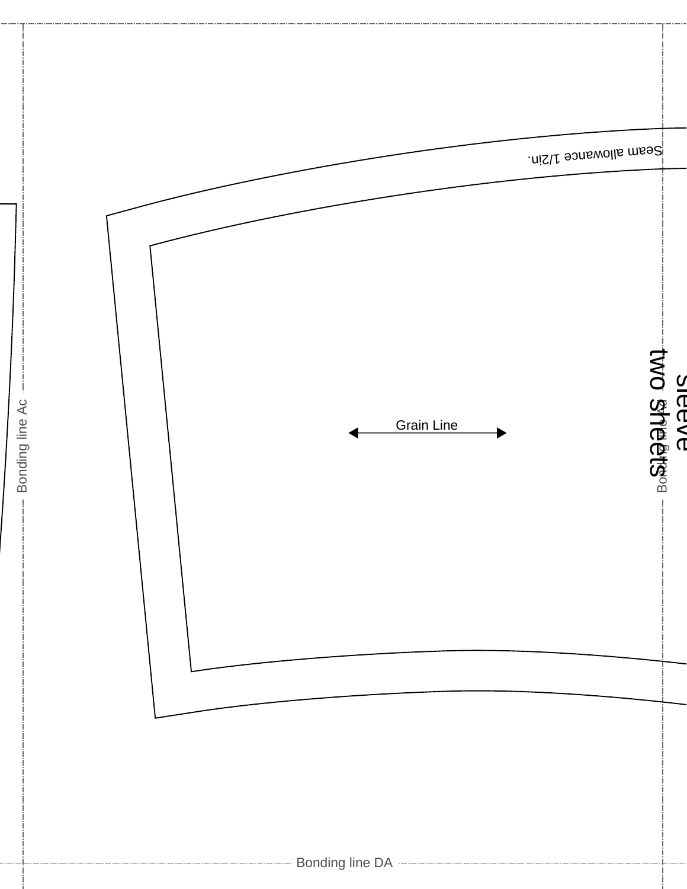Seam allowance 1/2in.

Bonding line Ac

Grain Line

sleeve
two sheets

Bonding line

Bonding line DA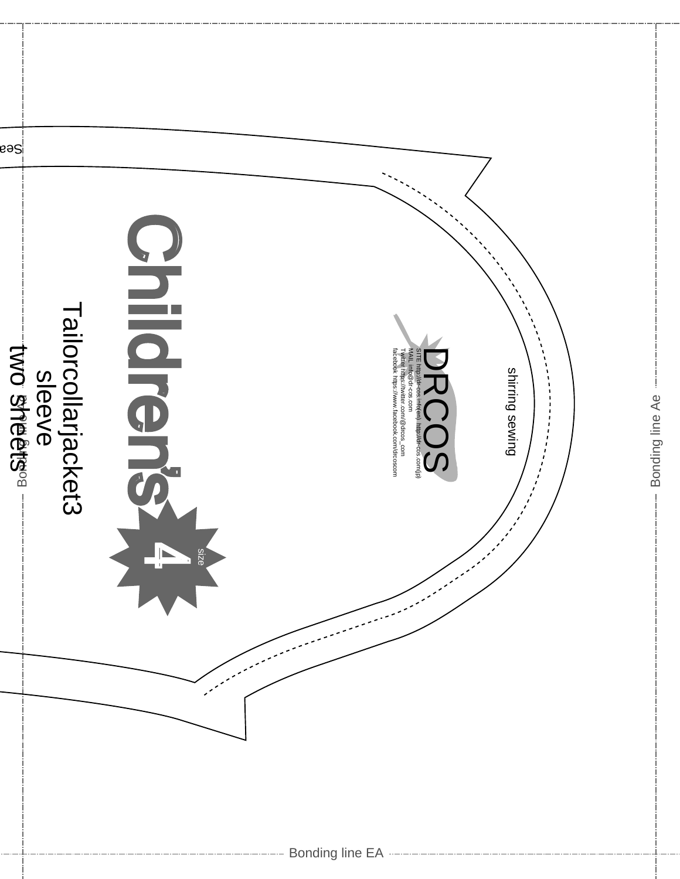Children's

Tailorcollarjacket3

sleeve

two sheets

size 4

DRCOS

SITE http://dr-cos.info(en) http://dr-cos.com(jp)

MAIL info@dr-cos.com

Twitter https://twitter.com/@drcos_com

facebook https://www.facebook.com/drcoscom

shirring sewing

Bonding line Ae

Bonding line EA

Sea

Bon